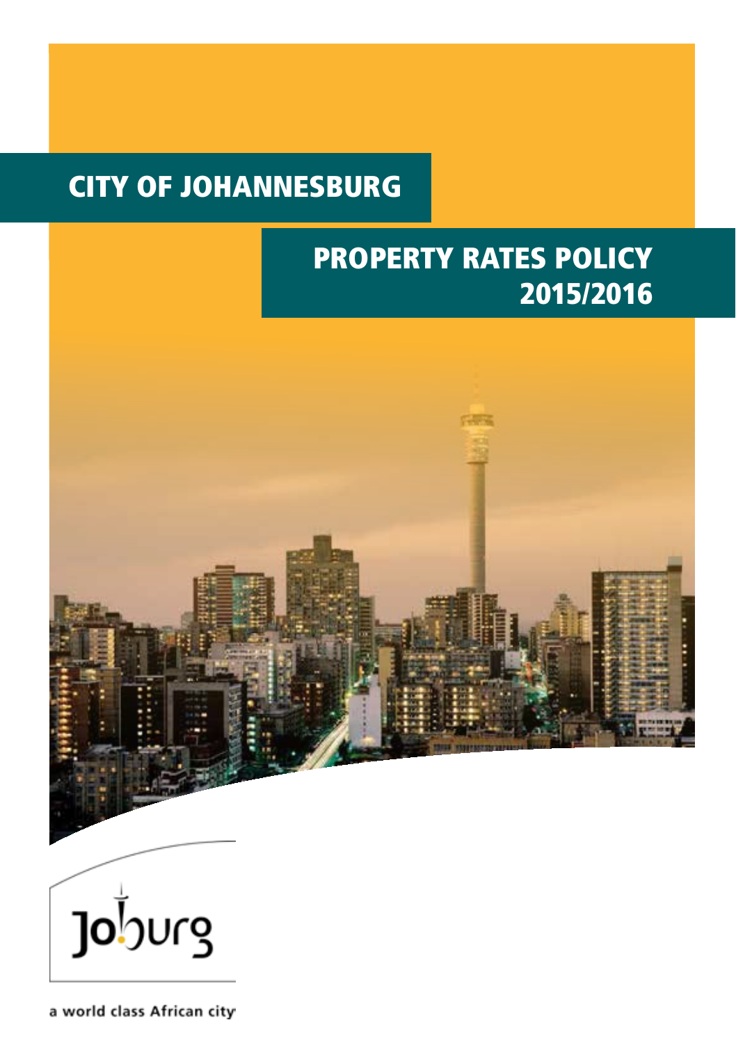# CITY OF JOHANNESBURG

# PROPERTY RATES POLICY 2015/2016

Joburg

a world class African city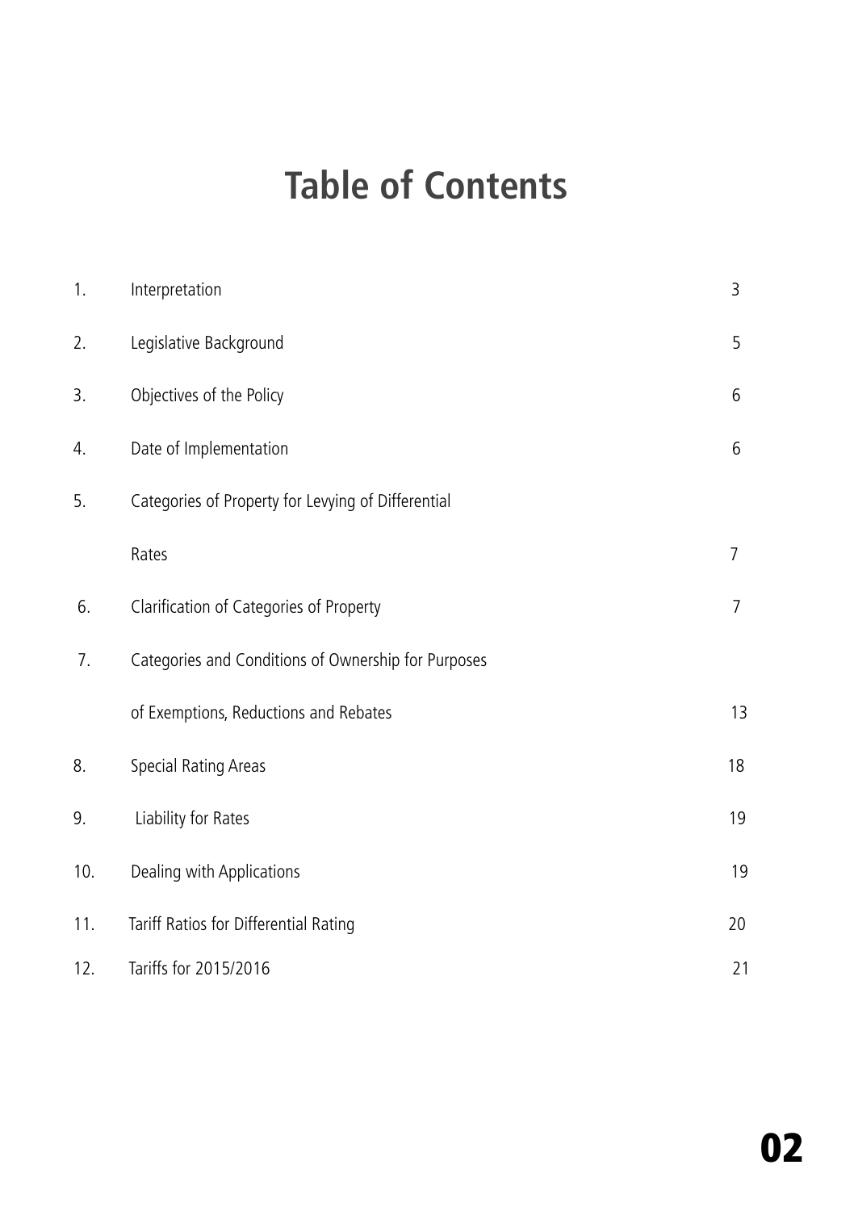# Table of Contents

| | | |
|---|---|---|
| 1. | Interpretation | 3 |
| 2. | Legislative Background | 5 |
| 3. | Objectives of the Policy | 6 |
| 4. | Date of Implementation | 6 |
| 5. | Categories of Property for Levying of Differential Rates | 7 |
| 6. | Clarification of Categories of Property | 7 |
| 7. | Categories and Conditions of Ownership for Purposes of Exemptions, Reductions and Rebates | 13 |
| 8. | Special Rating Areas | 18 |
| 9. | Liability for Rates | 19 |
| 10. | Dealing with Applications | 19 |
| 11. | Tariff Ratios for Differential Rating | 20 |
| 12. | Tariffs for 2015/2016 | 21 |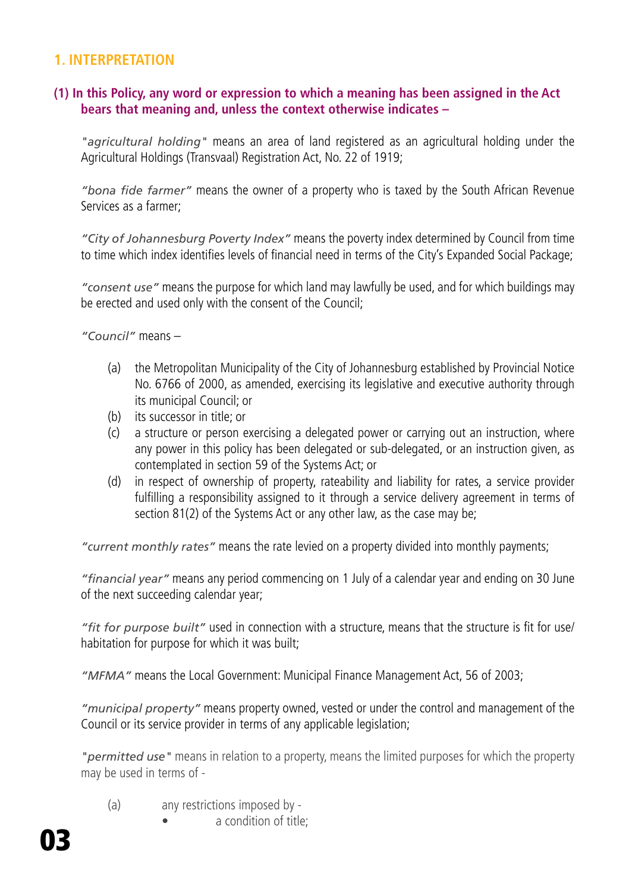## 1. INTERPRETATION

**(1) In this Policy, any word or expression to which a meaning has been assigned in the Act bears that meaning and, unless the context otherwise indicates –**

"*agricultural holding*" means an area of land registered as an agricultural holding under the Agricultural Holdings (Transvaal) Registration Act, No. 22 of 1919;

*"bona fide farmer"* means the owner of a property who is taxed by the South African Revenue Services as a farmer;

*"City of Johannesburg Poverty Index"* means the poverty index determined by Council from time to time which index identifies levels of financial need in terms of the City's Expanded Social Package;

*"consent use"* means the purpose for which land may lawfully be used, and for which buildings may be erected and used only with the consent of the Council;

*"Council"* means –

- (a) the Metropolitan Municipality of the City of Johannesburg established by Provincial Notice No. 6766 of 2000, as amended, exercising its legislative and executive authority through its municipal Council; or
- (b) its successor in title; or
- (c) a structure or person exercising a delegated power or carrying out an instruction, where any power in this policy has been delegated or sub-delegated, or an instruction given, as contemplated in section 59 of the Systems Act; or
- (d) in respect of ownership of property, rateability and liability for rates, a service provider fulfilling a responsibility assigned to it through a service delivery agreement in terms of section 81(2) of the Systems Act or any other law, as the case may be;

*"current monthly rates"* means the rate levied on a property divided into monthly payments;

*"financial year"* means any period commencing on 1 July of a calendar year and ending on 30 June of the next succeeding calendar year;

*"fit for purpose built"* used in connection with a structure, means that the structure is fit for use/habitation for purpose for which it was built;

*"MFMA"* means the Local Government: Municipal Finance Management Act, 56 of 2003;

*"municipal property"* means property owned, vested or under the control and management of the Council or its service provider in terms of any applicable legislation;

"*permitted use*" means in relation to a property, means the limited purposes for which the property may be used in terms of -

- (a) any restrictions imposed by -
  - a condition of title;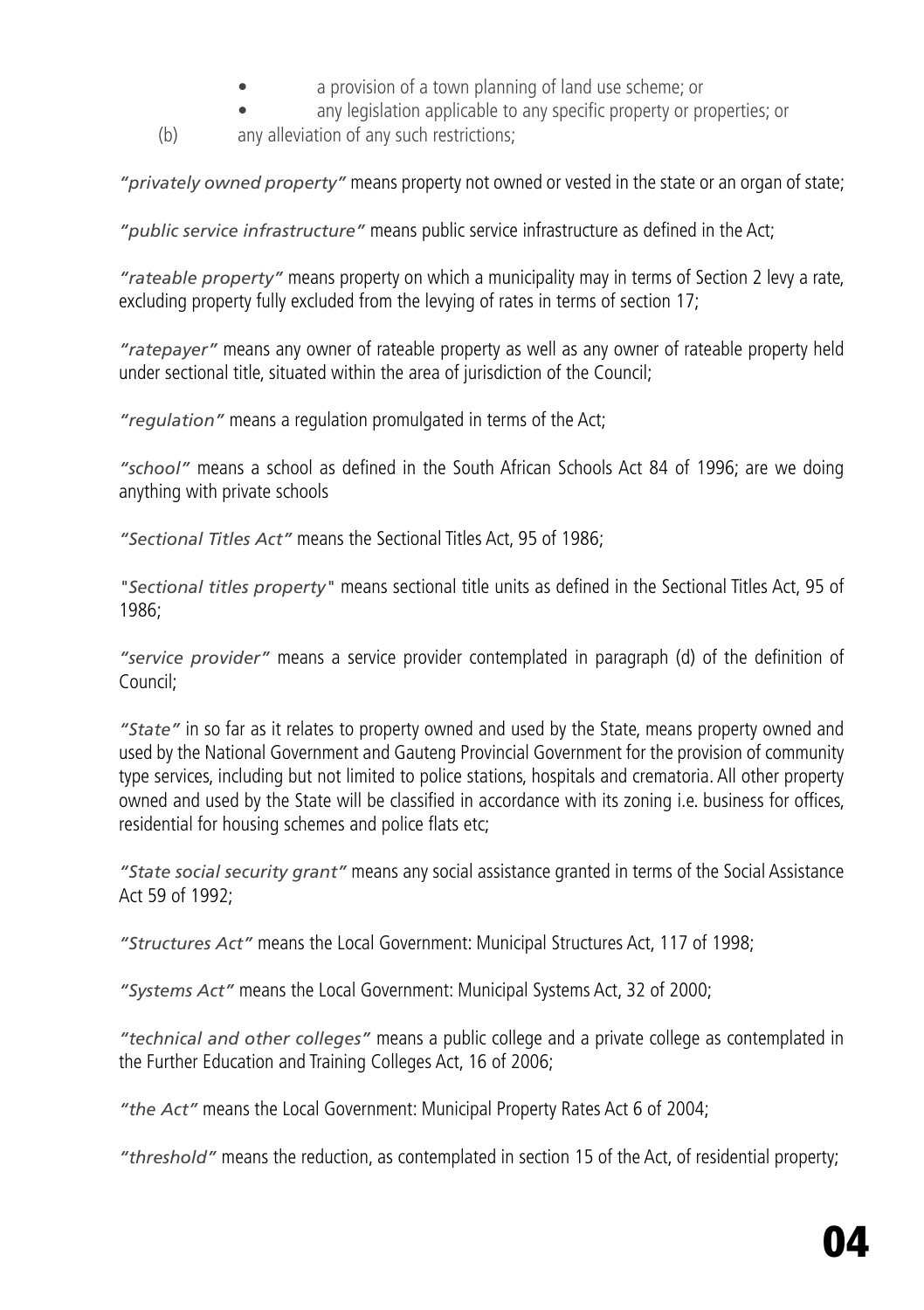- a provision of a town planning of land use scheme; or
- any legislation applicable to any specific property or properties; or

(b) any alleviation of any such restrictions;

*"privately owned property"* means property not owned or vested in the state or an organ of state;

*"public service infrastructure"* means public service infrastructure as defined in the Act;

*"rateable property"* means property on which a municipality may in terms of Section 2 levy a rate, excluding property fully excluded from the levying of rates in terms of section 17;

*"ratepayer"* means any owner of rateable property as well as any owner of rateable property held under sectional title, situated within the area of jurisdiction of the Council;

*"regulation"* means a regulation promulgated in terms of the Act;

*"school"* means a school as defined in the South African Schools Act 84 of 1996; are we doing anything with private schools

*"Sectional Titles Act"* means the Sectional Titles Act, 95 of 1986;

"*Sectional titles property*" means sectional title units as defined in the Sectional Titles Act, 95 of 1986;

*"service provider"* means a service provider contemplated in paragraph (d) of the definition of Council;

*"State"* in so far as it relates to property owned and used by the State, means property owned and used by the National Government and Gauteng Provincial Government for the provision of community type services, including but not limited to police stations, hospitals and crematoria. All other property owned and used by the State will be classified in accordance with its zoning i.e. business for offices, residential for housing schemes and police flats etc;

*"State social security grant"* means any social assistance granted in terms of the Social Assistance Act 59 of 1992;

*"Structures Act"* means the Local Government: Municipal Structures Act, 117 of 1998;

*"Systems Act"* means the Local Government: Municipal Systems Act, 32 of 2000;

*"technical and other colleges"* means a public college and a private college as contemplated in the Further Education and Training Colleges Act, 16 of 2006;

*"the Act"* means the Local Government: Municipal Property Rates Act 6 of 2004;

*"threshold"* means the reduction, as contemplated in section 15 of the Act, of residential property;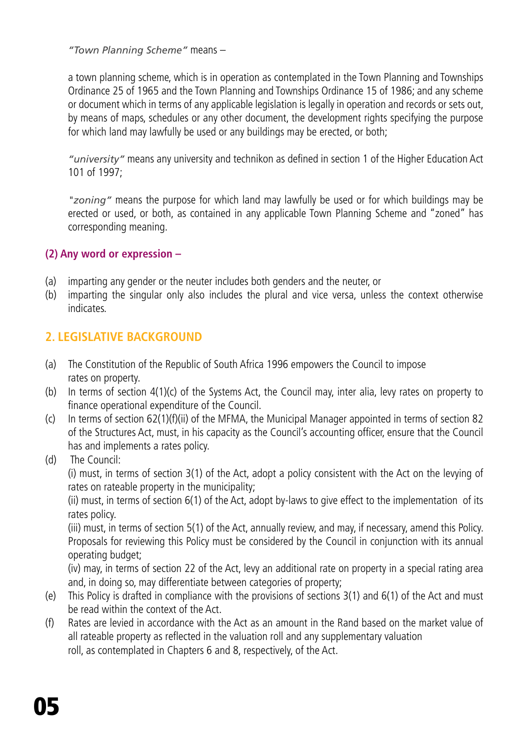*"Town Planning Scheme"* means –

a town planning scheme, which is in operation as contemplated in the Town Planning and Townships Ordinance 25 of 1965 and the Town Planning and Townships Ordinance 15 of 1986; and any scheme or document which in terms of any applicable legislation is legally in operation and records or sets out, by means of maps, schedules or any other document, the development rights specifying the purpose for which land may lawfully be used or any buildings may be erected, or both;

*"university"* means any university and technikon as defined in section 1 of the Higher Education Act 101 of 1997;

"*zoning"* means the purpose for which land may lawfully be used or for which buildings may be erected or used, or both, as contained in any applicable Town Planning Scheme and "zoned" has corresponding meaning.

**(2) Any word or expression –**

(a) imparting any gender or the neuter includes both genders and the neuter, or
(b) imparting the singular only also includes the plural and vice versa, unless the context otherwise indicates.

## 2. LEGISLATIVE BACKGROUND

(a) The Constitution of the Republic of South Africa 1996 empowers the Council to impose rates on property.
(b) In terms of section 4(1)(c) of the Systems Act, the Council may, inter alia, levy rates on property to finance operational expenditure of the Council.
(c) In terms of section 62(1)(f)(ii) of the MFMA, the Municipal Manager appointed in terms of section 82 of the Structures Act, must, in his capacity as the Council's accounting officer, ensure that the Council has and implements a rates policy.
(d) The Council:
(i) must, in terms of section 3(1) of the Act, adopt a policy consistent with the Act on the levying of rates on rateable property in the municipality;
(ii) must, in terms of section 6(1) of the Act, adopt by-laws to give effect to the implementation of its rates policy.
(iii) must, in terms of section 5(1) of the Act, annually review, and may, if necessary, amend this Policy. Proposals for reviewing this Policy must be considered by the Council in conjunction with its annual operating budget;
(iv) may, in terms of section 22 of the Act, levy an additional rate on property in a special rating area and, in doing so, may differentiate between categories of property;
(e) This Policy is drafted in compliance with the provisions of sections 3(1) and 6(1) of the Act and must be read within the context of the Act.
(f) Rates are levied in accordance with the Act as an amount in the Rand based on the market value of all rateable property as reflected in the valuation roll and any supplementary valuation roll, as contemplated in Chapters 6 and 8, respectively, of the Act.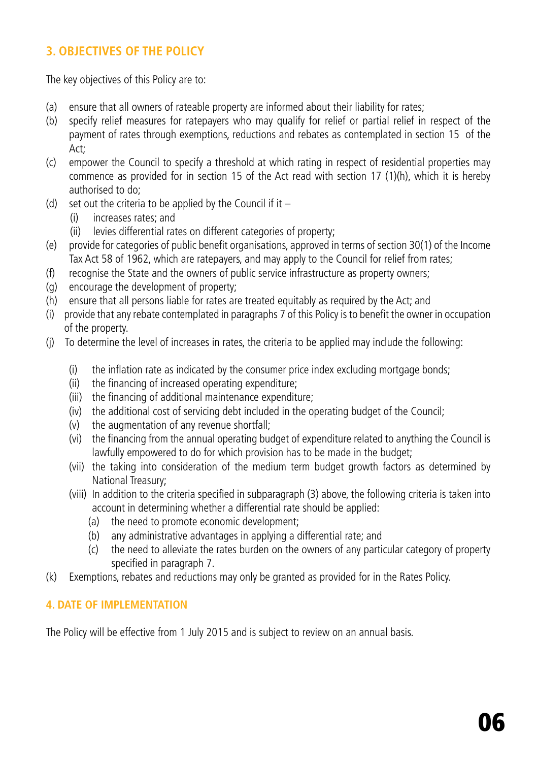## 3. OBJECTIVES OF THE POLICY

The key objectives of this Policy are to:

(a) ensure that all owners of rateable property are informed about their liability for rates;
(b) specify relief measures for ratepayers who may qualify for relief or partial relief in respect of the payment of rates through exemptions, reductions and rebates as contemplated in section 15 of the Act;
(c) empower the Council to specify a threshold at which rating in respect of residential properties may commence as provided for in section 15 of the Act read with section 17 (1)(h), which it is hereby authorised to do;
(d) set out the criteria to be applied by the Council if it –
 (i) increases rates; and
 (ii) levies differential rates on different categories of property;
(e) provide for categories of public benefit organisations, approved in terms of section 30(1) of the Income Tax Act 58 of 1962, which are ratepayers, and may apply to the Council for relief from rates;
(f) recognise the State and the owners of public service infrastructure as property owners;
(g) encourage the development of property;
(h) ensure that all persons liable for rates are treated equitably as required by the Act; and
(i) provide that any rebate contemplated in paragraphs 7 of this Policy is to benefit the owner in occupation of the property.
(j) To determine the level of increases in rates, the criteria to be applied may include the following:
 (i) the inflation rate as indicated by the consumer price index excluding mortgage bonds;
 (ii) the financing of increased operating expenditure;
 (iii) the financing of additional maintenance expenditure;
 (iv) the additional cost of servicing debt included in the operating budget of the Council;
 (v) the augmentation of any revenue shortfall;
 (vi) the financing from the annual operating budget of expenditure related to anything the Council is lawfully empowered to do for which provision has to be made in the budget;
 (vii) the taking into consideration of the medium term budget growth factors as determined by National Treasury;
 (viii) In addition to the criteria specified in subparagraph (3) above, the following criteria is taken into account in determining whether a differential rate should be applied:
  (a) the need to promote economic development;
  (b) any administrative advantages in applying a differential rate; and
  (c) the need to alleviate the rates burden on the owners of any particular category of property specified in paragraph 7.
(k) Exemptions, rebates and reductions may only be granted as provided for in the Rates Policy.

## 4. DATE OF IMPLEMENTATION

The Policy will be effective from 1 July 2015 and is subject to review on an annual basis.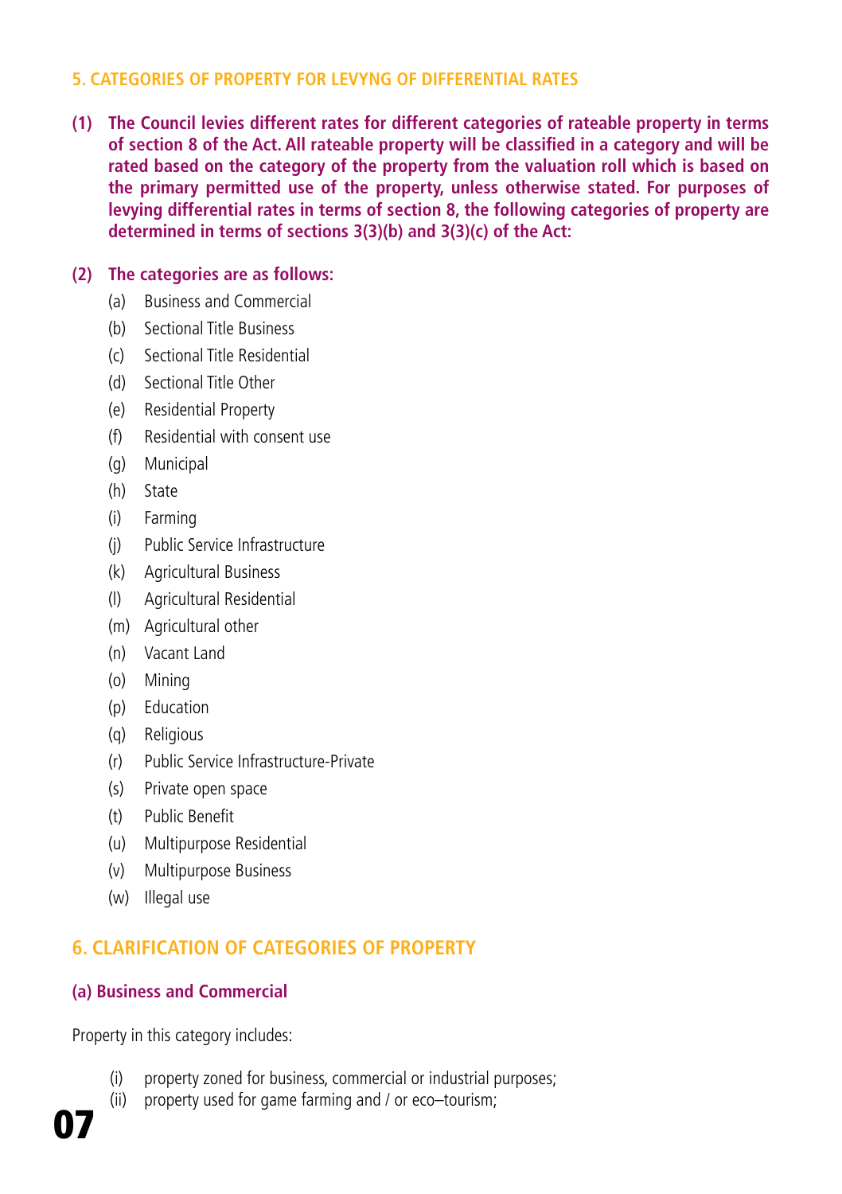## 5. CATEGORIES OF PROPERTY FOR LEVYNG OF DIFFERENTIAL RATES

**(1) The Council levies different rates for different categories of rateable property in terms of section 8 of the Act. All rateable property will be classified in a category and will be rated based on the category of the property from the valuation roll which is based on the primary permitted use of the property, unless otherwise stated. For purposes of levying differential rates in terms of section 8, the following categories of property are determined in terms of sections 3(3)(b) and 3(3)(c) of the Act:**

**(2) The categories are as follows:**

- (a) Business and Commercial
- (b) Sectional Title Business
- (c) Sectional Title Residential
- (d) Sectional Title Other
- (e) Residential Property
- (f) Residential with consent use
- (g) Municipal
- (h) State
- (i) Farming
- (j) Public Service Infrastructure
- (k) Agricultural Business
- (l) Agricultural Residential
- (m) Agricultural other
- (n) Vacant Land
- (o) Mining
- (p) Education
- (q) Religious
- (r) Public Service Infrastructure-Private
- (s) Private open space
- (t) Public Benefit
- (u) Multipurpose Residential
- (v) Multipurpose Business
- (w) Illegal use

## 6. CLARIFICATION OF CATEGORIES OF PROPERTY

### (a) Business and Commercial

Property in this category includes:

- (i) property zoned for business, commercial or industrial purposes;
- (ii) property used for game farming and / or eco–tourism;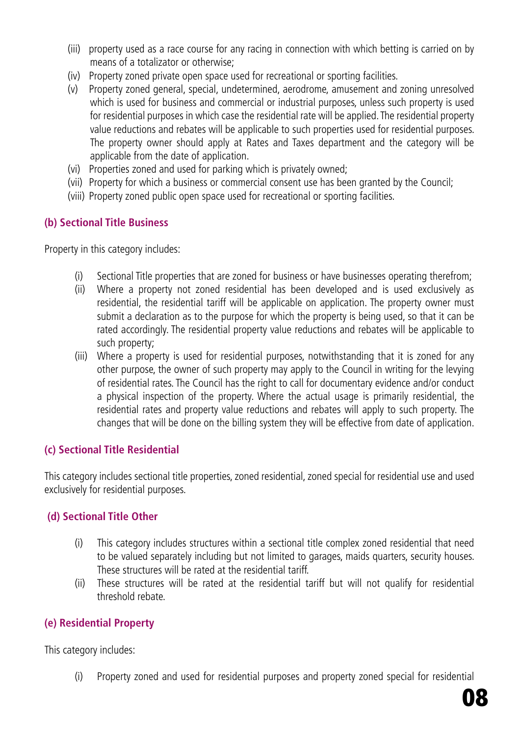(iii) property used as a race course for any racing in connection with which betting is carried on by means of a totalizator or otherwise;

(iv) Property zoned private open space used for recreational or sporting facilities.

(v) Property zoned general, special, undetermined, aerodrome, amusement and zoning unresolved which is used for business and commercial or industrial purposes, unless such property is used for residential purposes in which case the residential rate will be applied. The residential property value reductions and rebates will be applicable to such properties used for residential purposes. The property owner should apply at Rates and Taxes department and the category will be applicable from the date of application.

(vi) Properties zoned and used for parking which is privately owned;

(vii) Property for which a business or commercial consent use has been granted by the Council;

(viii) Property zoned public open space used for recreational or sporting facilities.

### (b) Sectional Title Business

Property in this category includes:

(i) Sectional Title properties that are zoned for business or have businesses operating therefrom;

(ii) Where a property not zoned residential has been developed and is used exclusively as residential, the residential tariff will be applicable on application. The property owner must submit a declaration as to the purpose for which the property is being used, so that it can be rated accordingly. The residential property value reductions and rebates will be applicable to such property;

(iii) Where a property is used for residential purposes, notwithstanding that it is zoned for any other purpose, the owner of such property may apply to the Council in writing for the levying of residential rates. The Council has the right to call for documentary evidence and/or conduct a physical inspection of the property. Where the actual usage is primarily residential, the residential rates and property value reductions and rebates will apply to such property. The changes that will be done on the billing system they will be effective from date of application.

### (c) Sectional Title Residential

This category includes sectional title properties, zoned residential, zoned special for residential use and used exclusively for residential purposes.

### (d) Sectional Title Other

(i) This category includes structures within a sectional title complex zoned residential that need to be valued separately including but not limited to garages, maids quarters, security houses. These structures will be rated at the residential tariff.

(ii) These structures will be rated at the residential tariff but will not qualify for residential threshold rebate.

### (e) Residential Property

This category includes:

(i) Property zoned and used for residential purposes and property zoned special for residential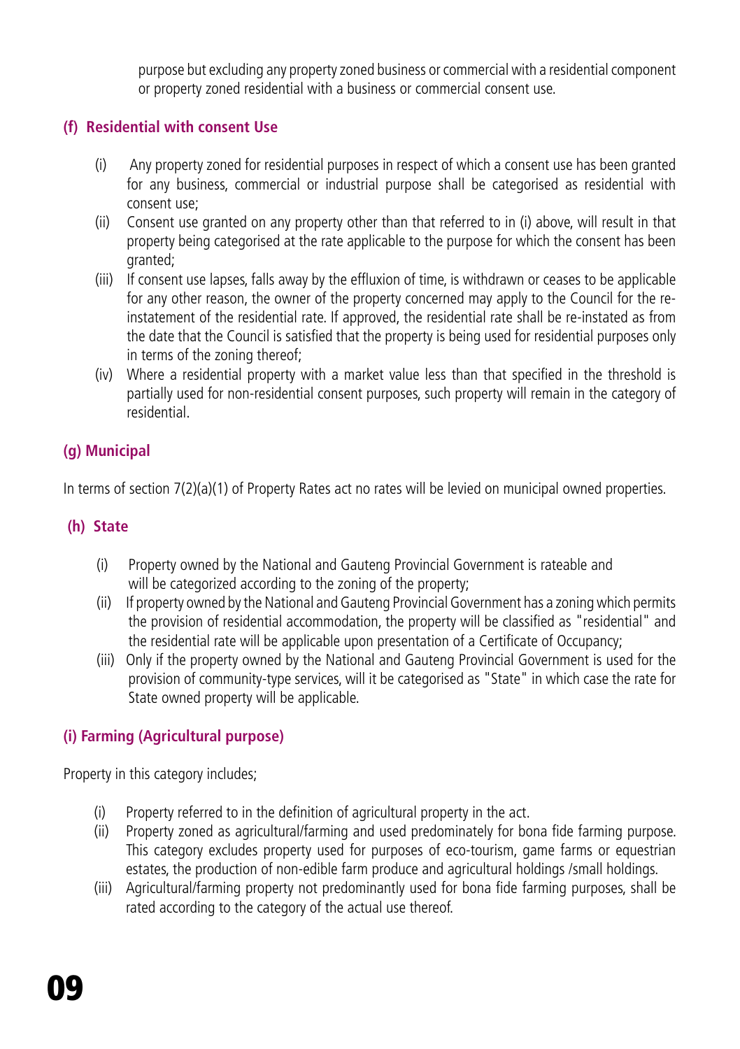purpose but excluding any property zoned business or commercial with a residential component or property zoned residential with a business or commercial consent use.

### (f) Residential with consent Use

(i) Any property zoned for residential purposes in respect of which a consent use has been granted for any business, commercial or industrial purpose shall be categorised as residential with consent use;

(ii) Consent use granted on any property other than that referred to in (i) above, will result in that property being categorised at the rate applicable to the purpose for which the consent has been granted;

(iii) If consent use lapses, falls away by the effluxion of time, is withdrawn or ceases to be applicable for any other reason, the owner of the property concerned may apply to the Council for the re-instatement of the residential rate. If approved, the residential rate shall be re-instated as from the date that the Council is satisfied that the property is being used for residential purposes only in terms of the zoning thereof;

(iv) Where a residential property with a market value less than that specified in the threshold is partially used for non-residential consent purposes, such property will remain in the category of residential.

### (g) Municipal

In terms of section 7(2)(a)(1) of Property Rates act no rates will be levied on municipal owned properties.

### (h) State

(i) Property owned by the National and Gauteng Provincial Government is rateable and will be categorized according to the zoning of the property;

(ii) If property owned by the National and Gauteng Provincial Government has a zoning which permits the provision of residential accommodation, the property will be classified as "residential" and the residential rate will be applicable upon presentation of a Certificate of Occupancy;

(iii) Only if the property owned by the National and Gauteng Provincial Government is used for the provision of community-type services, will it be categorised as "State" in which case the rate for State owned property will be applicable.

### (i) Farming (Agricultural purpose)

Property in this category includes;

(i) Property referred to in the definition of agricultural property in the act.

(ii) Property zoned as agricultural/farming and used predominately for bona fide farming purpose. This category excludes property used for purposes of eco-tourism, game farms or equestrian estates, the production of non-edible farm produce and agricultural holdings /small holdings.

(iii) Agricultural/farming property not predominantly used for bona fide farming purposes, shall be rated according to the category of the actual use thereof.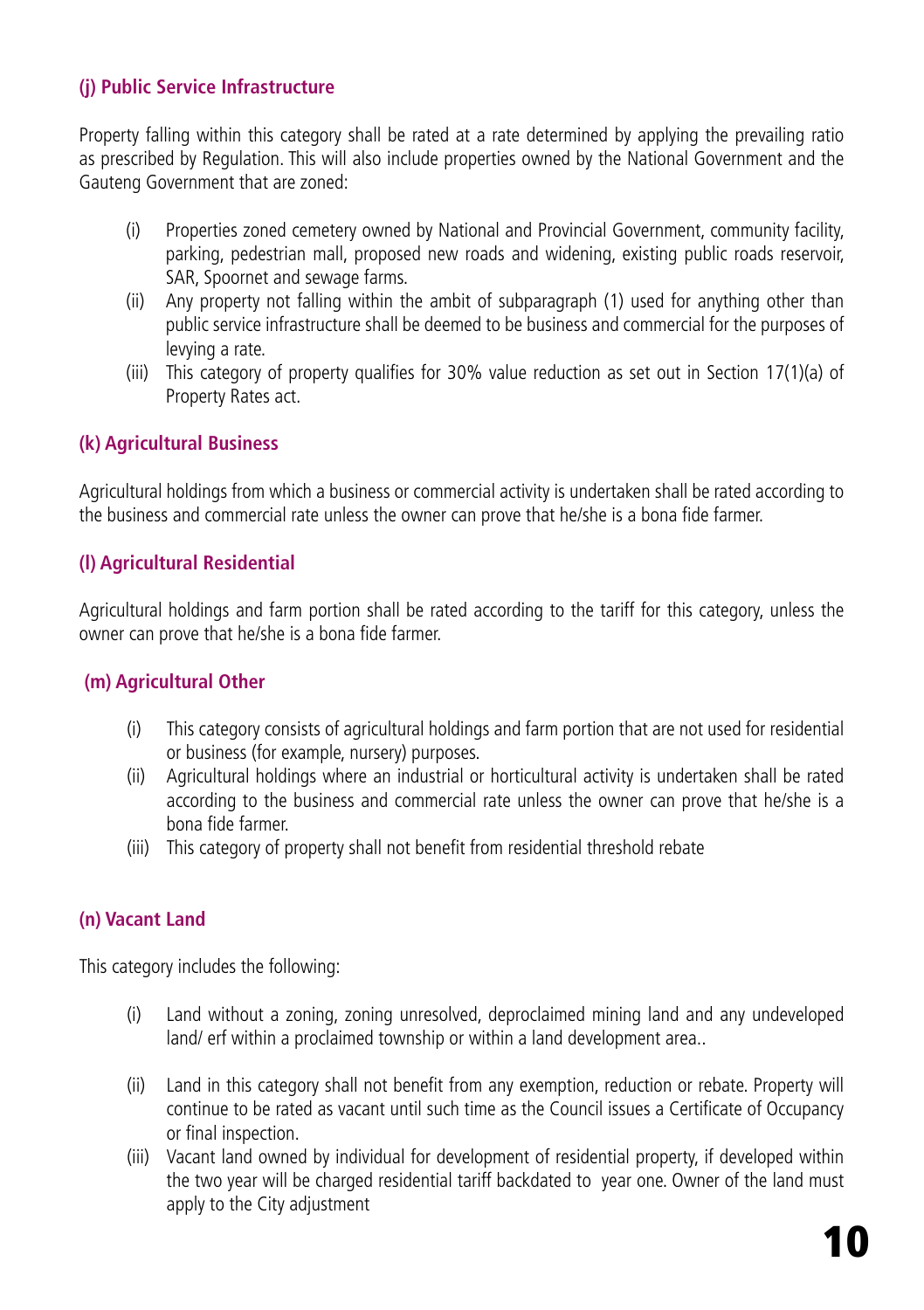### (j) Public Service Infrastructure

Property falling within this category shall be rated at a rate determined by applying the prevailing ratio as prescribed by Regulation. This will also include properties owned by the National Government and the Gauteng Government that are zoned:

(i) Properties zoned cemetery owned by National and Provincial Government, community facility, parking, pedestrian mall, proposed new roads and widening, existing public roads reservoir, SAR, Spoornet and sewage farms.

(ii) Any property not falling within the ambit of subparagraph (1) used for anything other than public service infrastructure shall be deemed to be business and commercial for the purposes of levying a rate.

(iii) This category of property qualifies for 30% value reduction as set out in Section 17(1)(a) of Property Rates act.

### (k) Agricultural Business

Agricultural holdings from which a business or commercial activity is undertaken shall be rated according to the business and commercial rate unless the owner can prove that he/she is a bona fide farmer.

### (l) Agricultural Residential

Agricultural holdings and farm portion shall be rated according to the tariff for this category, unless the owner can prove that he/she is a bona fide farmer.

### (m) Agricultural Other

(i) This category consists of agricultural holdings and farm portion that are not used for residential or business (for example, nursery) purposes.

(ii) Agricultural holdings where an industrial or horticultural activity is undertaken shall be rated according to the business and commercial rate unless the owner can prove that he/she is a bona fide farmer.

(iii) This category of property shall not benefit from residential threshold rebate

### (n) Vacant Land

This category includes the following:

(i) Land without a zoning, zoning unresolved, deproclaimed mining land and any undeveloped land/ erf within a proclaimed township or within a land development area..

(ii) Land in this category shall not benefit from any exemption, reduction or rebate. Property will continue to be rated as vacant until such time as the Council issues a Certificate of Occupancy or final inspection.

(iii) Vacant land owned by individual for development of residential property, if developed within the two year will be charged residential tariff backdated to year one. Owner of the land must apply to the City adjustment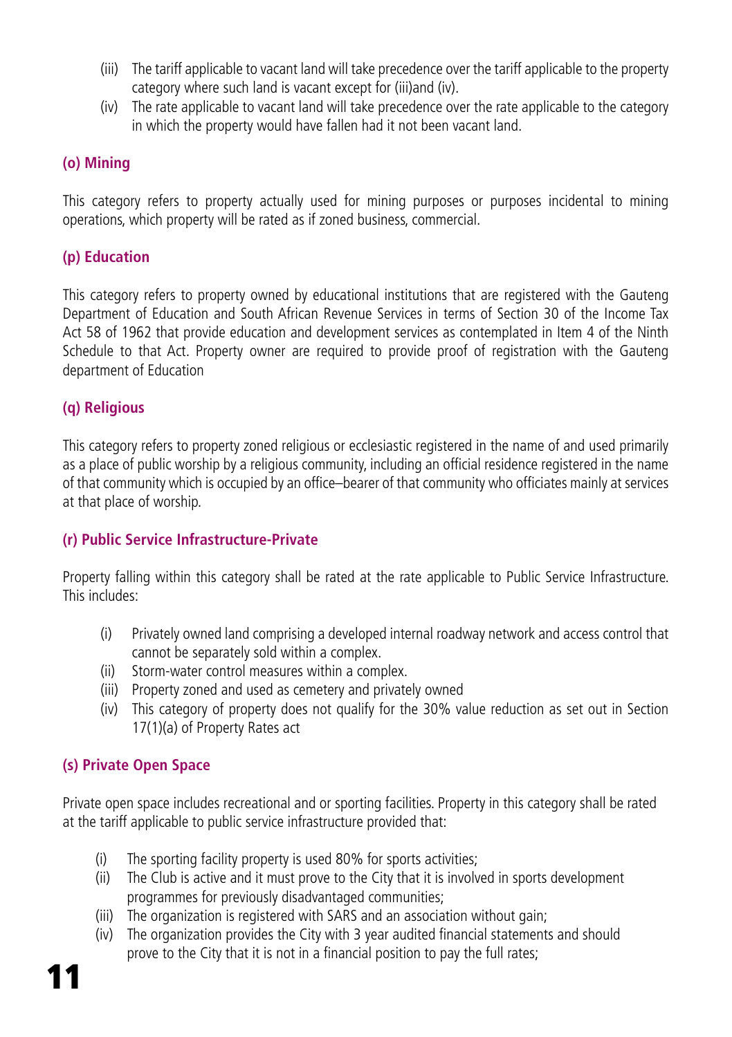(iii) The tariff applicable to vacant land will take precedence over the tariff applicable to the property category where such land is vacant except for (iii)and (iv).

(iv) The rate applicable to vacant land will take precedence over the rate applicable to the category in which the property would have fallen had it not been vacant land.

### (o) Mining

This category refers to property actually used for mining purposes or purposes incidental to mining operations, which property will be rated as if zoned business, commercial.

### (p) Education

This category refers to property owned by educational institutions that are registered with the Gauteng Department of Education and South African Revenue Services in terms of Section 30 of the Income Tax Act 58 of 1962 that provide education and development services as contemplated in Item 4 of the Ninth Schedule to that Act. Property owner are required to provide proof of registration with the Gauteng department of Education

### (q) Religious

This category refers to property zoned religious or ecclesiastic registered in the name of and used primarily as a place of public worship by a religious community, including an official residence registered in the name of that community which is occupied by an office–bearer of that community who officiates mainly at services at that place of worship.

### (r) Public Service Infrastructure-Private

Property falling within this category shall be rated at the rate applicable to Public Service Infrastructure. This includes:

(i) Privately owned land comprising a developed internal roadway network and access control that cannot be separately sold within a complex.

(ii) Storm-water control measures within a complex.

(iii) Property zoned and used as cemetery and privately owned

(iv) This category of property does not qualify for the 30% value reduction as set out in Section 17(1)(a) of Property Rates act

### (s) Private Open Space

Private open space includes recreational and or sporting facilities. Property in this category shall be rated at the tariff applicable to public service infrastructure provided that:

(i) The sporting facility property is used 80% for sports activities;

(ii) The Club is active and it must prove to the City that it is involved in sports development programmes for previously disadvantaged communities;

(iii) The organization is registered with SARS and an association without gain;

(iv) The organization provides the City with 3 year audited financial statements and should prove to the City that it is not in a financial position to pay the full rates;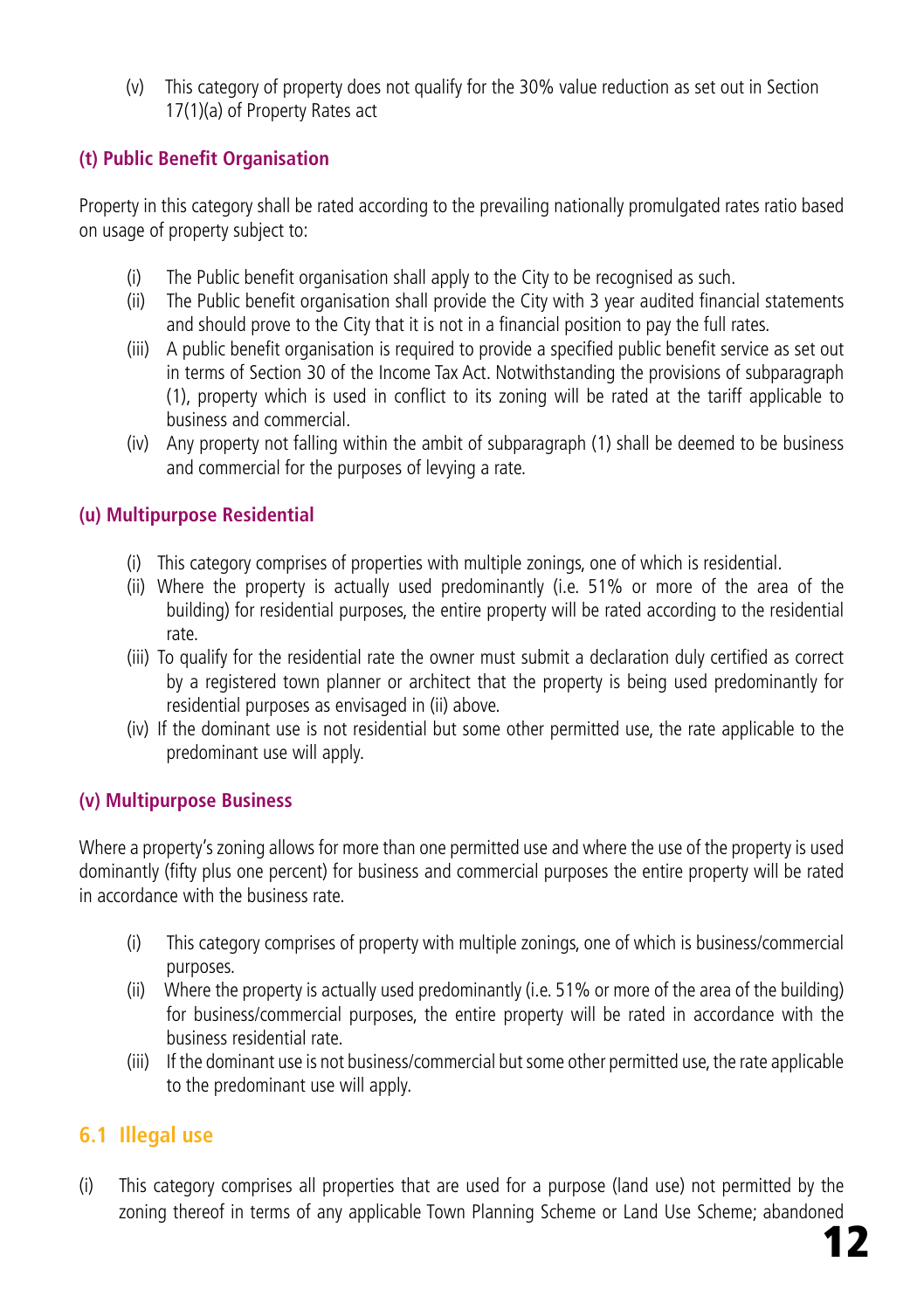(v) This category of property does not qualify for the 30% value reduction as set out in Section 17(1)(a) of Property Rates act

**(t) Public Benefit Organisation**

Property in this category shall be rated according to the prevailing nationally promulgated rates ratio based on usage of property subject to:

(i) The Public benefit organisation shall apply to the City to be recognised as such.
(ii) The Public benefit organisation shall provide the City with 3 year audited financial statements and should prove to the City that it is not in a financial position to pay the full rates.
(iii) A public benefit organisation is required to provide a specified public benefit service as set out in terms of Section 30 of the Income Tax Act. Notwithstanding the provisions of subparagraph (1), property which is used in conflict to its zoning will be rated at the tariff applicable to business and commercial.
(iv) Any property not falling within the ambit of subparagraph (1) shall be deemed to be business and commercial for the purposes of levying a rate.

**(u) Multipurpose Residential**

(i) This category comprises of properties with multiple zonings, one of which is residential.
(ii) Where the property is actually used predominantly (i.e. 51% or more of the area of the building) for residential purposes, the entire property will be rated according to the residential rate.
(iii) To qualify for the residential rate the owner must submit a declaration duly certified as correct by a registered town planner or architect that the property is being used predominantly for residential purposes as envisaged in (ii) above.
(iv) If the dominant use is not residential but some other permitted use, the rate applicable to the predominant use will apply.

**(v) Multipurpose Business**

Where a property's zoning allows for more than one permitted use and where the use of the property is used dominantly (fifty plus one percent) for business and commercial purposes the entire property will be rated in accordance with the business rate.

(i) This category comprises of property with multiple zonings, one of which is business/commercial purposes.
(ii) Where the property is actually used predominantly (i.e. 51% or more of the area of the building) for business/commercial purposes, the entire property will be rated in accordance with the business residential rate.
(iii) If the dominant use is not business/commercial but some other permitted use, the rate applicable to the predominant use will apply.

## 6.1 Illegal use

(i) This category comprises all properties that are used for a purpose (land use) not permitted by the zoning thereof in terms of any applicable Town Planning Scheme or Land Use Scheme; abandoned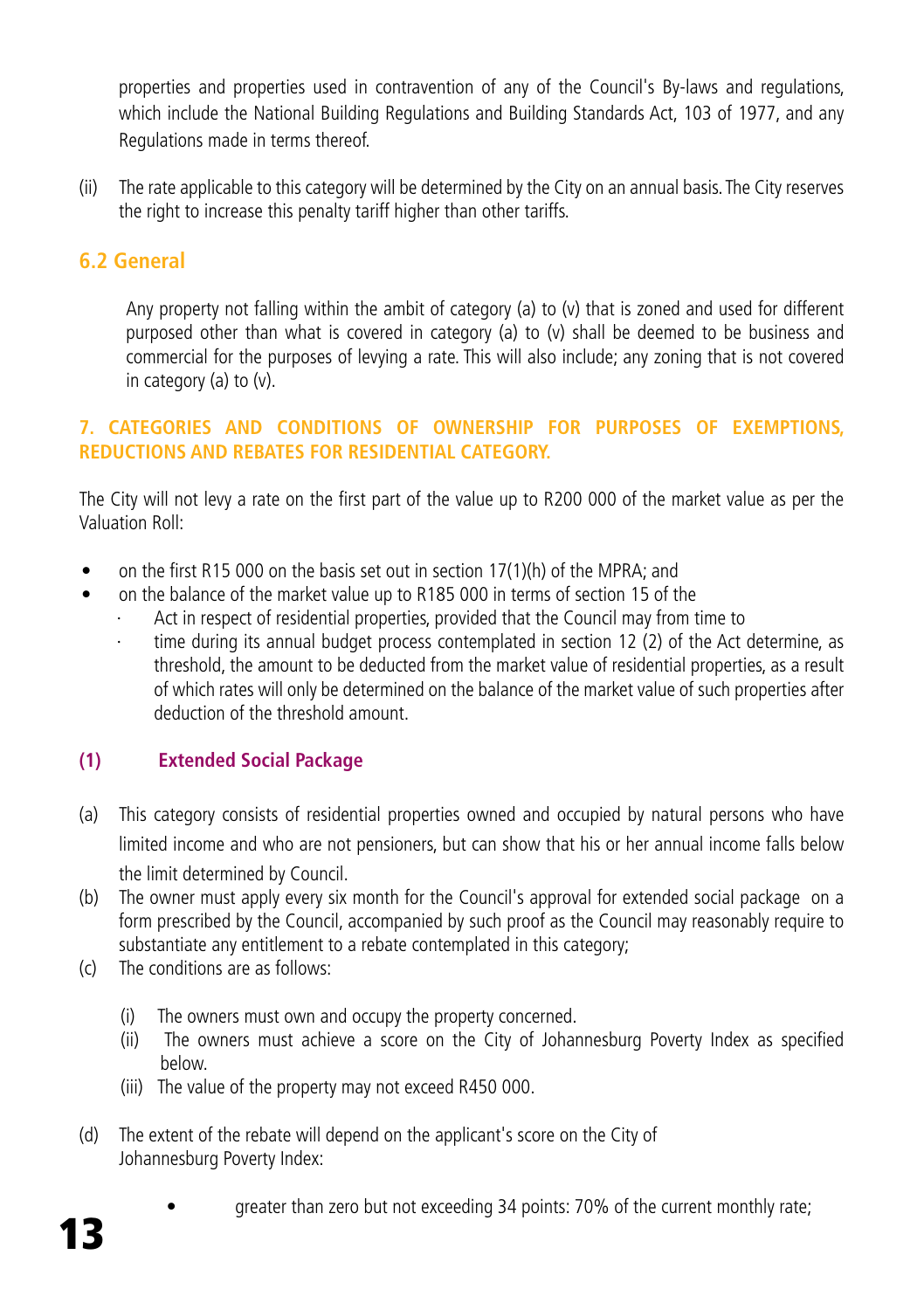properties and properties used in contravention of any of the Council's By-laws and regulations, which include the National Building Regulations and Building Standards Act, 103 of 1977, and any Regulations made in terms thereof.

(ii) The rate applicable to this category will be determined by the City on an annual basis. The City reserves the right to increase this penalty tariff higher than other tariffs.

## 6.2 General

Any property not falling within the ambit of category (a) to (v) that is zoned and used for different purposed other than what is covered in category (a) to (v) shall be deemed to be business and commercial for the purposes of levying a rate. This will also include; any zoning that is not covered in category (a) to (v).

## 7. CATEGORIES AND CONDITIONS OF OWNERSHIP FOR PURPOSES OF EXEMPTIONS, REDUCTIONS AND REBATES FOR RESIDENTIAL CATEGORY.

The City will not levy a rate on the first part of the value up to R200 000 of the market value as per the Valuation Roll:

- on the first R15 000 on the basis set out in section 17(1)(h) of the MPRA; and
- on the balance of the market value up to R185 000 in terms of section 15 of the
  - Act in respect of residential properties, provided that the Council may from time to
  - time during its annual budget process contemplated in section 12 (2) of the Act determine, as threshold, the amount to be deducted from the market value of residential properties, as a result of which rates will only be determined on the balance of the market value of such properties after deduction of the threshold amount.

### (1) Extended Social Package

(a) This category consists of residential properties owned and occupied by natural persons who have limited income and who are not pensioners, but can show that his or her annual income falls below the limit determined by Council.

(b) The owner must apply every six month for the Council's approval for extended social package on a form prescribed by the Council, accompanied by such proof as the Council may reasonably require to substantiate any entitlement to a rebate contemplated in this category;

(c) The conditions are as follows:

   (i) The owners must own and occupy the property concerned.
   
   (ii) The owners must achieve a score on the City of Johannesburg Poverty Index as specified below.
   
   (iii) The value of the property may not exceed R450 000.

(d) The extent of the rebate will depend on the applicant's score on the City of Johannesburg Poverty Index:

- greater than zero but not exceeding 34 points: 70% of the current monthly rate;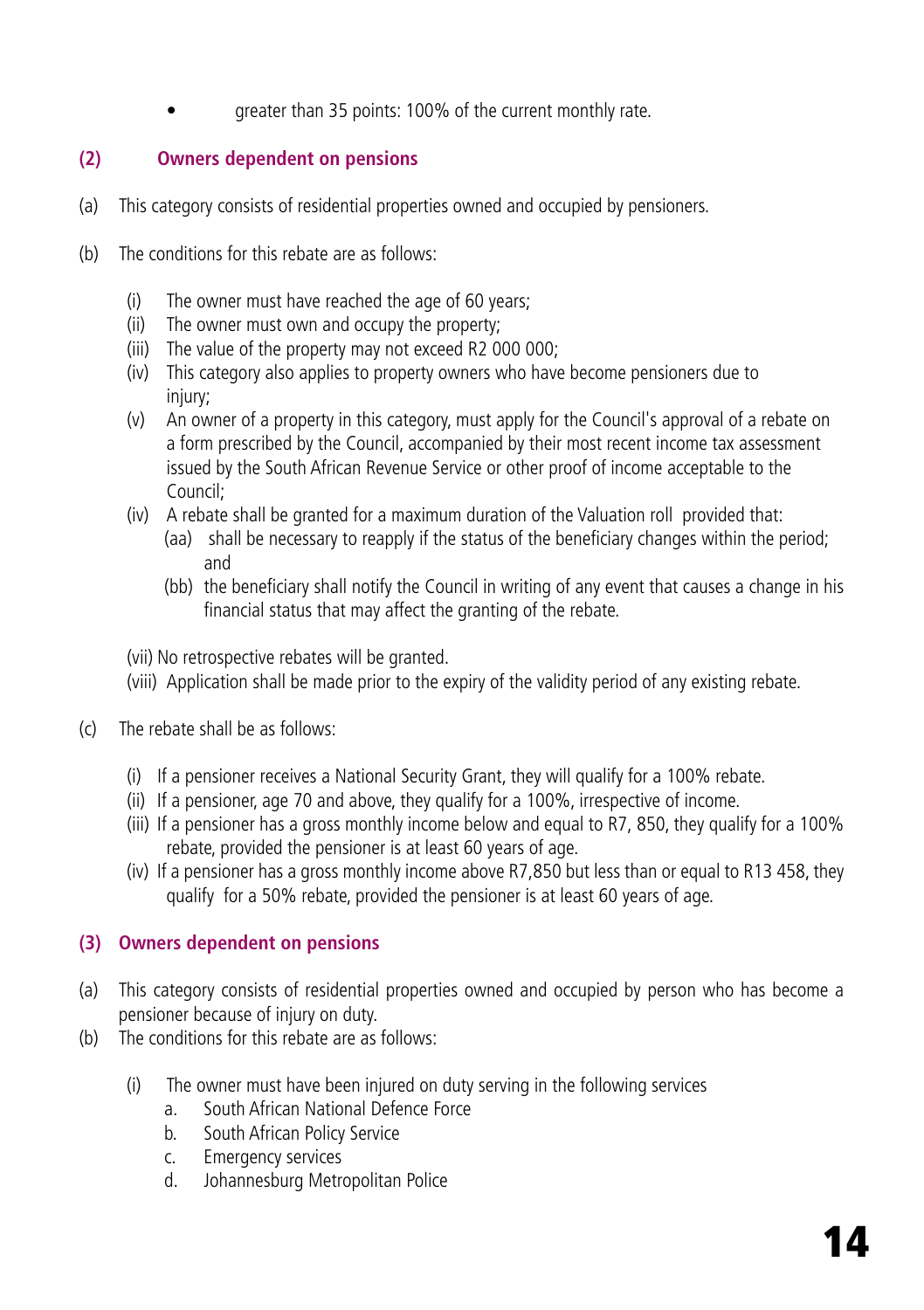- greater than 35 points: 100% of the current monthly rate.

## (2) Owners dependent on pensions

(a) This category consists of residential properties owned and occupied by pensioners.

(b) The conditions for this rebate are as follows:

  (i) The owner must have reached the age of 60 years;
  (ii) The owner must own and occupy the property;
  (iii) The value of the property may not exceed R2 000 000;
  (iv) This category also applies to property owners who have become pensioners due to injury;
  (v) An owner of a property in this category, must apply for the Council's approval of a rebate on a form prescribed by the Council, accompanied by their most recent income tax assessment issued by the South African Revenue Service or other proof of income acceptable to the Council;
  (iv) A rebate shall be granted for a maximum duration of the Valuation roll provided that:
    (aa) shall be necessary to reapply if the status of the beneficiary changes within the period; and
    (bb) the beneficiary shall notify the Council in writing of any event that causes a change in his financial status that may affect the granting of the rebate.

  (vii) No retrospective rebates will be granted.
  (viii) Application shall be made prior to the expiry of the validity period of any existing rebate.

(c) The rebate shall be as follows:

  (i) If a pensioner receives a National Security Grant, they will qualify for a 100% rebate.
  (ii) If a pensioner, age 70 and above, they qualify for a 100%, irrespective of income.
  (iii) If a pensioner has a gross monthly income below and equal to R7, 850, they qualify for a 100% rebate, provided the pensioner is at least 60 years of age.
  (iv) If a pensioner has a gross monthly income above R7,850 but less than or equal to R13 458, they qualify for a 50% rebate, provided the pensioner is at least 60 years of age.

## (3) Owners dependent on pensions

(a) This category consists of residential properties owned and occupied by person who has become a pensioner because of injury on duty.

(b) The conditions for this rebate are as follows:

  (i) The owner must have been injured on duty serving in the following services
    a. South African National Defence Force
    b. South African Policy Service
    c. Emergency services
    d. Johannesburg Metropolitan Police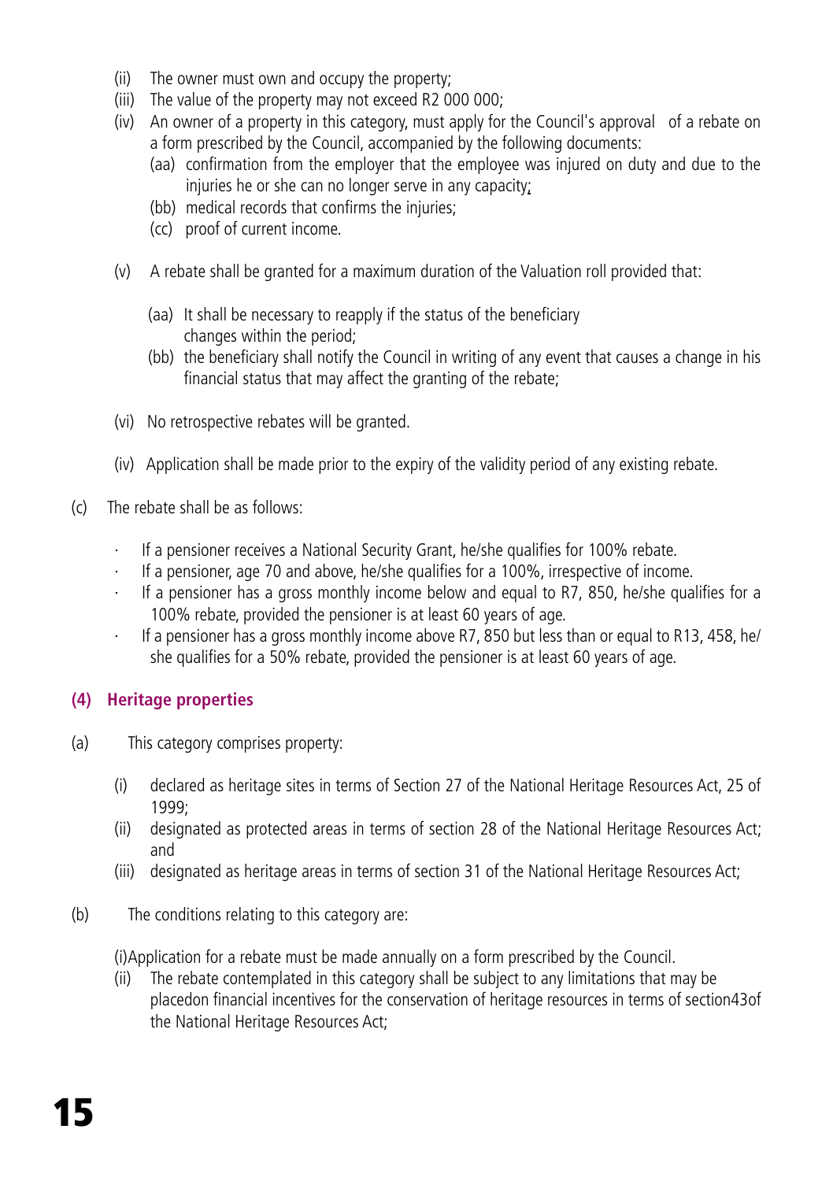- (ii) The owner must own and occupy the property;
- (iii) The value of the property may not exceed R2 000 000;
- (iv) An owner of a property in this category, must apply for the Council's approval of a rebate on a form prescribed by the Council, accompanied by the following documents:
  - (aa) confirmation from the employer that the employee was injured on duty and due to the injuries he or she can no longer serve in any capacity;
  - (bb) medical records that confirms the injuries;
  - (cc) proof of current income.
- (v) A rebate shall be granted for a maximum duration of the Valuation roll provided that:
  - (aa) It shall be necessary to reapply if the status of the beneficiary changes within the period;
  - (bb) the beneficiary shall notify the Council in writing of any event that causes a change in his financial status that may affect the granting of the rebate;
- (vi) No retrospective rebates will be granted.
- (iv) Application shall be made prior to the expiry of the validity period of any existing rebate.

(c) The rebate shall be as follows:

- If a pensioner receives a National Security Grant, he/she qualifies for 100% rebate.
- If a pensioner, age 70 and above, he/she qualifies for a 100%, irrespective of income.
- If a pensioner has a gross monthly income below and equal to R7, 850, he/she qualifies for a 100% rebate, provided the pensioner is at least 60 years of age.
- If a pensioner has a gross monthly income above R7, 850 but less than or equal to R13, 458, he/she qualifies for a 50% rebate, provided the pensioner is at least 60 years of age.

### (4) Heritage properties

(a) This category comprises property:

- (i) declared as heritage sites in terms of Section 27 of the National Heritage Resources Act, 25 of 1999;
- (ii) designated as protected areas in terms of section 28 of the National Heritage Resources Act; and
- (iii) designated as heritage areas in terms of section 31 of the National Heritage Resources Act;

(b) The conditions relating to this category are:

- (i)Application for a rebate must be made annually on a form prescribed by the Council.
- (ii) The rebate contemplated in this category shall be subject to any limitations that may be placedon financial incentives for the conservation of heritage resources in terms of section43of the National Heritage Resources Act;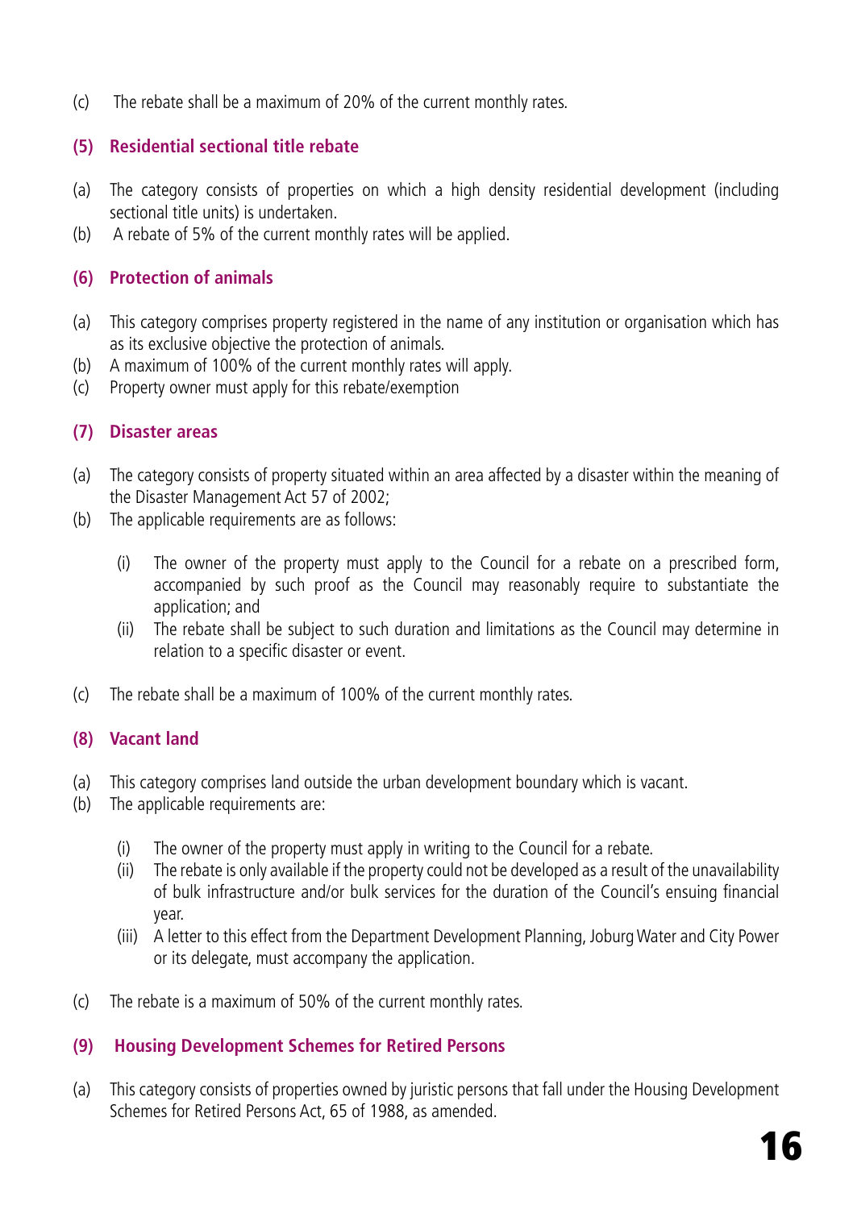(c) The rebate shall be a maximum of 20% of the current monthly rates.

### (5) Residential sectional title rebate

(a) The category consists of properties on which a high density residential development (including sectional title units) is undertaken.
(b) A rebate of 5% of the current monthly rates will be applied.

### (6) Protection of animals

(a) This category comprises property registered in the name of any institution or organisation which has as its exclusive objective the protection of animals.
(b) A maximum of 100% of the current monthly rates will apply.
(c) Property owner must apply for this rebate/exemption

### (7) Disaster areas

(a) The category consists of property situated within an area affected by a disaster within the meaning of the Disaster Management Act 57 of 2002;
(b) The applicable requirements are as follows:

   (i) The owner of the property must apply to the Council for a rebate on a prescribed form, accompanied by such proof as the Council may reasonably require to substantiate the application; and
   (ii) The rebate shall be subject to such duration and limitations as the Council may determine in relation to a specific disaster or event.

(c) The rebate shall be a maximum of 100% of the current monthly rates.

### (8) Vacant land

(a) This category comprises land outside the urban development boundary which is vacant.
(b) The applicable requirements are:

   (i) The owner of the property must apply in writing to the Council for a rebate.
   (ii) The rebate is only available if the property could not be developed as a result of the unavailability of bulk infrastructure and/or bulk services for the duration of the Council's ensuing financial year.
   (iii) A letter to this effect from the Department Development Planning, Joburg Water and City Power or its delegate, must accompany the application.

(c) The rebate is a maximum of 50% of the current monthly rates.

### (9) Housing Development Schemes for Retired Persons

(a) This category consists of properties owned by juristic persons that fall under the Housing Development Schemes for Retired Persons Act, 65 of 1988, as amended.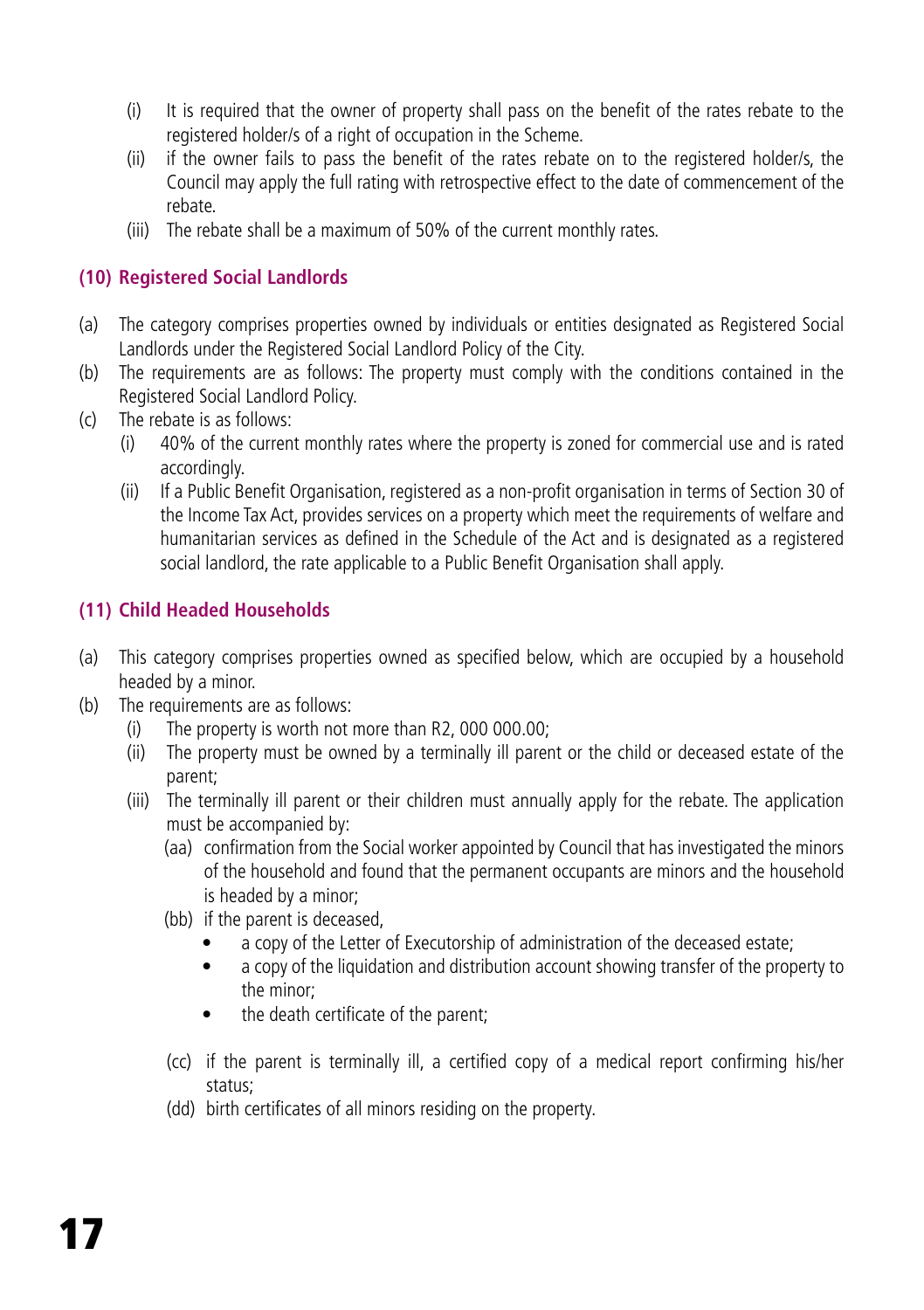(i) It is required that the owner of property shall pass on the benefit of the rates rebate to the registered holder/s of a right of occupation in the Scheme.

(ii) if the owner fails to pass the benefit of the rates rebate on to the registered holder/s, the Council may apply the full rating with retrospective effect to the date of commencement of the rebate.

(iii) The rebate shall be a maximum of 50% of the current monthly rates.

### (10) Registered Social Landlords

(a) The category comprises properties owned by individuals or entities designated as Registered Social Landlords under the Registered Social Landlord Policy of the City.

(b) The requirements are as follows: The property must comply with the conditions contained in the Registered Social Landlord Policy.

(c) The rebate is as follows:

  (i) 40% of the current monthly rates where the property is zoned for commercial use and is rated accordingly.

  (ii) If a Public Benefit Organisation, registered as a non-profit organisation in terms of Section 30 of the Income Tax Act, provides services on a property which meet the requirements of welfare and humanitarian services as defined in the Schedule of the Act and is designated as a registered social landlord, the rate applicable to a Public Benefit Organisation shall apply.

### (11) Child Headed Households

(a) This category comprises properties owned as specified below, which are occupied by a household headed by a minor.

(b) The requirements are as follows:

  (i) The property is worth not more than R2, 000 000.00;

  (ii) The property must be owned by a terminally ill parent or the child or deceased estate of the parent;

  (iii) The terminally ill parent or their children must annually apply for the rebate. The application must be accompanied by:

    (aa) confirmation from the Social worker appointed by Council that has investigated the minors of the household and found that the permanent occupants are minors and the household is headed by a minor;

    (bb) if the parent is deceased,

    - a copy of the Letter of Executorship of administration of the deceased estate;
    - a copy of the liquidation and distribution account showing transfer of the property to the minor;
    - the death certificate of the parent;

    (cc) if the parent is terminally ill, a certified copy of a medical report confirming his/her status;

    (dd) birth certificates of all minors residing on the property.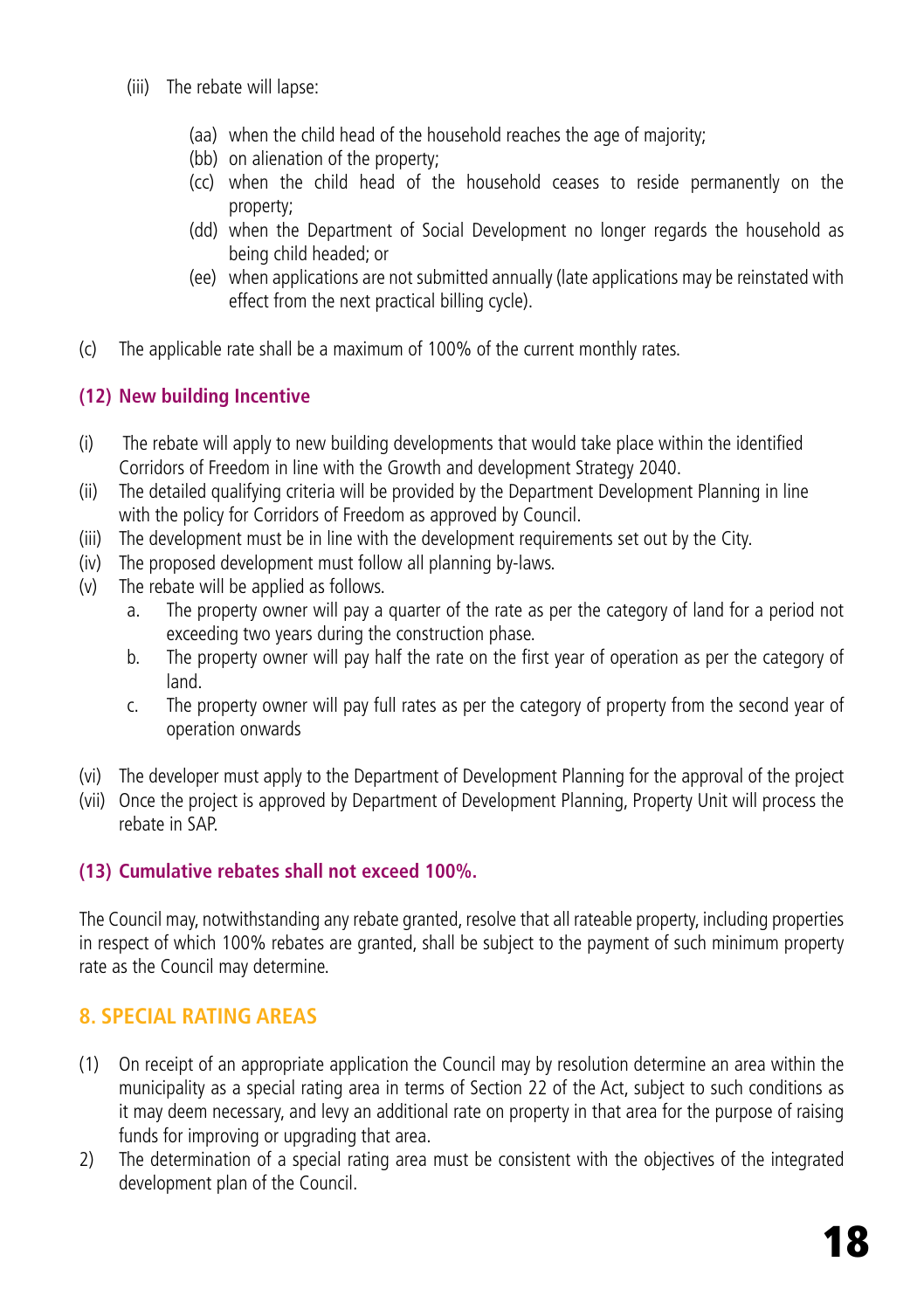(iii) The rebate will lapse:

  (aa) when the child head of the household reaches the age of majority;
  (bb) on alienation of the property;
  (cc) when the child head of the household ceases to reside permanently on the property;
  (dd) when the Department of Social Development no longer regards the household as being child headed; or
  (ee) when applications are not submitted annually (late applications may be reinstated with effect from the next practical billing cycle).

(c) The applicable rate shall be a maximum of 100% of the current monthly rates.

### (12) New building Incentive

(i) The rebate will apply to new building developments that would take place within the identified Corridors of Freedom in line with the Growth and development Strategy 2040.
(ii) The detailed qualifying criteria will be provided by the Department Development Planning in line with the policy for Corridors of Freedom as approved by Council.
(iii) The development must be in line with the development requirements set out by the City.
(iv) The proposed development must follow all planning by-laws.
(v) The rebate will be applied as follows.
  a. The property owner will pay a quarter of the rate as per the category of land for a period not exceeding two years during the construction phase.
  b. The property owner will pay half the rate on the first year of operation as per the category of land.
  c. The property owner will pay full rates as per the category of property from the second year of operation onwards

(vi) The developer must apply to the Department of Development Planning for the approval of the project
(vii) Once the project is approved by Department of Development Planning, Property Unit will process the rebate in SAP.

### (13) Cumulative rebates shall not exceed 100%.

The Council may, notwithstanding any rebate granted, resolve that all rateable property, including properties in respect of which 100% rebates are granted, shall be subject to the payment of such minimum property rate as the Council may determine.

## 8. SPECIAL RATING AREAS

(1) On receipt of an appropriate application the Council may by resolution determine an area within the municipality as a special rating area in terms of Section 22 of the Act, subject to such conditions as it may deem necessary, and levy an additional rate on property in that area for the purpose of raising funds for improving or upgrading that area.
2) The determination of a special rating area must be consistent with the objectives of the integrated development plan of the Council.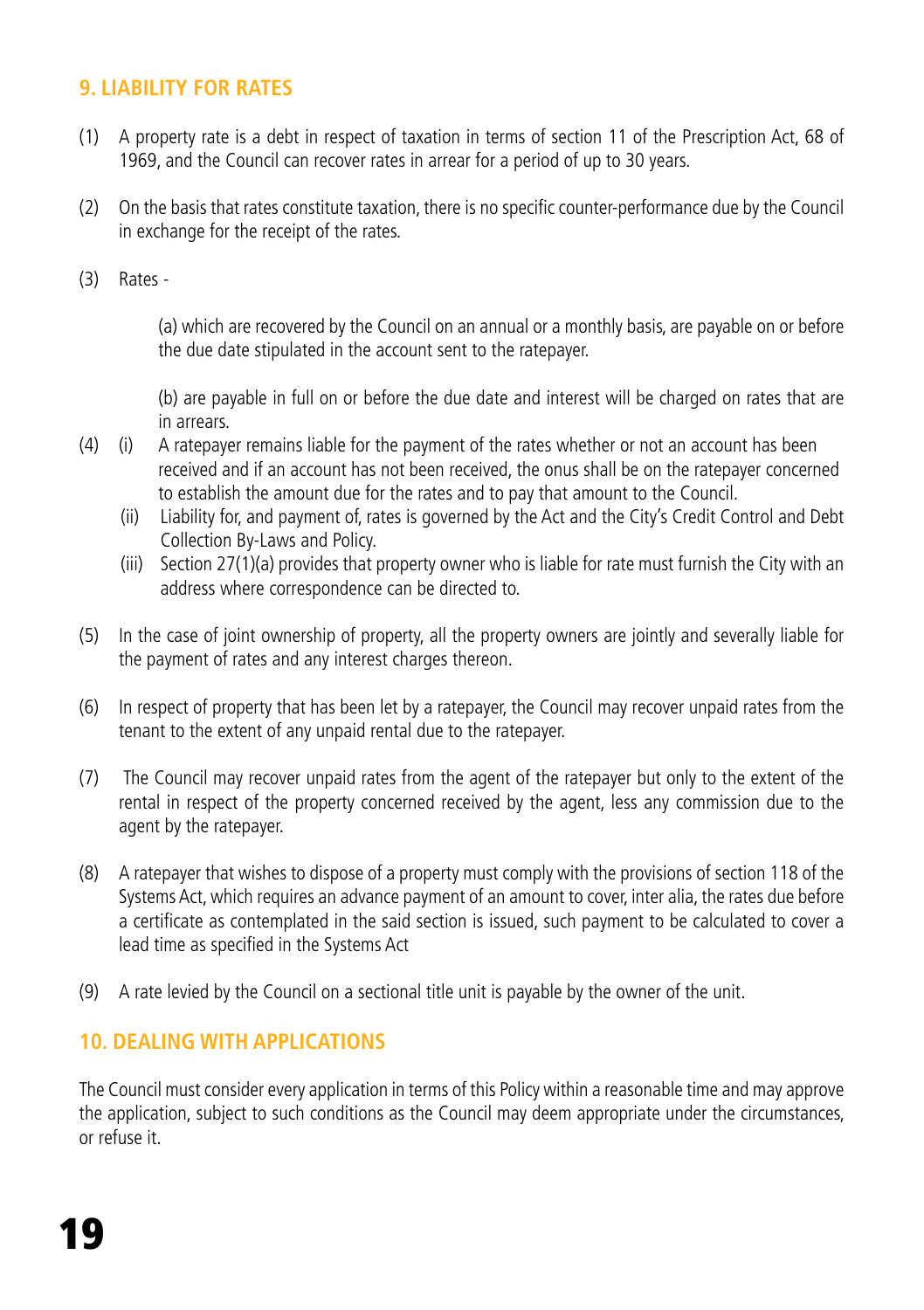## 9. LIABILITY FOR RATES

(1) A property rate is a debt in respect of taxation in terms of section 11 of the Prescription Act, 68 of 1969, and the Council can recover rates in arrear for a period of up to 30 years.

(2) On the basis that rates constitute taxation, there is no specific counter-performance due by the Council in exchange for the receipt of the rates.

(3) Rates -

(a) which are recovered by the Council on an annual or a monthly basis, are payable on or before the due date stipulated in the account sent to the ratepayer.

(b) are payable in full on or before the due date and interest will be charged on rates that are in arrears.

(4) (i) A ratepayer remains liable for the payment of the rates whether or not an account has been received and if an account has not been received, the onus shall be on the ratepayer concerned to establish the amount due for the rates and to pay that amount to the Council.

(ii) Liability for, and payment of, rates is governed by the Act and the City's Credit Control and Debt Collection By-Laws and Policy.

(iii) Section 27(1)(a) provides that property owner who is liable for rate must furnish the City with an address where correspondence can be directed to.

(5) In the case of joint ownership of property, all the property owners are jointly and severally liable for the payment of rates and any interest charges thereon.

(6) In respect of property that has been let by a ratepayer, the Council may recover unpaid rates from the tenant to the extent of any unpaid rental due to the ratepayer.

(7) The Council may recover unpaid rates from the agent of the ratepayer but only to the extent of the rental in respect of the property concerned received by the agent, less any commission due to the agent by the ratepayer.

(8) A ratepayer that wishes to dispose of a property must comply with the provisions of section 118 of the Systems Act, which requires an advance payment of an amount to cover, inter alia, the rates due before a certificate as contemplated in the said section is issued, such payment to be calculated to cover a lead time as specified in the Systems Act

(9) A rate levied by the Council on a sectional title unit is payable by the owner of the unit.

## 10. DEALING WITH APPLICATIONS

The Council must consider every application in terms of this Policy within a reasonable time and may approve the application, subject to such conditions as the Council may deem appropriate under the circumstances, or refuse it.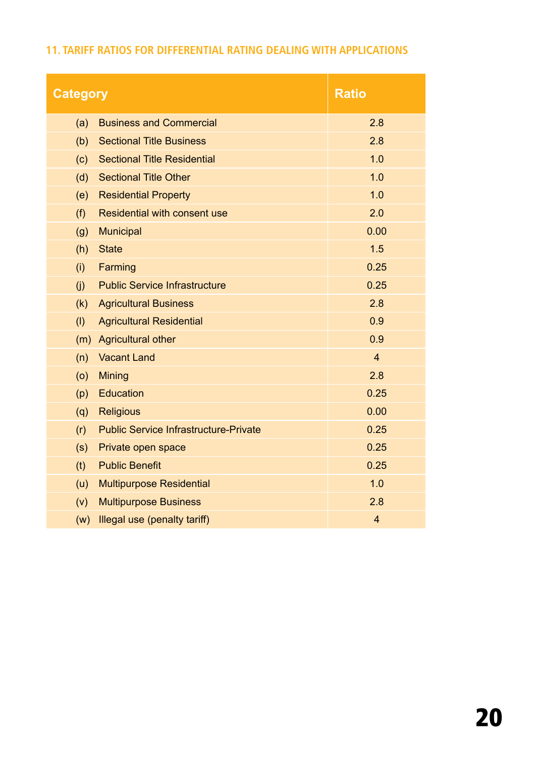## 11. TARIFF RATIOS FOR DIFFERENTIAL RATING DEALING WITH APPLICATIONS

| Category | Ratio |
|---|---|
| (a) Business and Commercial | 2.8 |
| (b) Sectional Title Business | 2.8 |
| (c) Sectional Title Residential | 1.0 |
| (d) Sectional Title Other | 1.0 |
| (e) Residential Property | 1.0 |
| (f) Residential with consent use | 2.0 |
| (g) Municipal | 0.00 |
| (h) State | 1.5 |
| (i) Farming | 0.25 |
| (j) Public Service Infrastructure | 0.25 |
| (k) Agricultural Business | 2.8 |
| (l) Agricultural Residential | 0.9 |
| (m) Agricultural other | 0.9 |
| (n) Vacant Land | 4 |
| (o) Mining | 2.8 |
| (p) Education | 0.25 |
| (q) Religious | 0.00 |
| (r) Public Service Infrastructure-Private | 0.25 |
| (s) Private open space | 0.25 |
| (t) Public Benefit | 0.25 |
| (u) Multipurpose Residential | 1.0 |
| (v) Multipurpose Business | 2.8 |
| (w) Illegal use (penalty tariff) | 4 |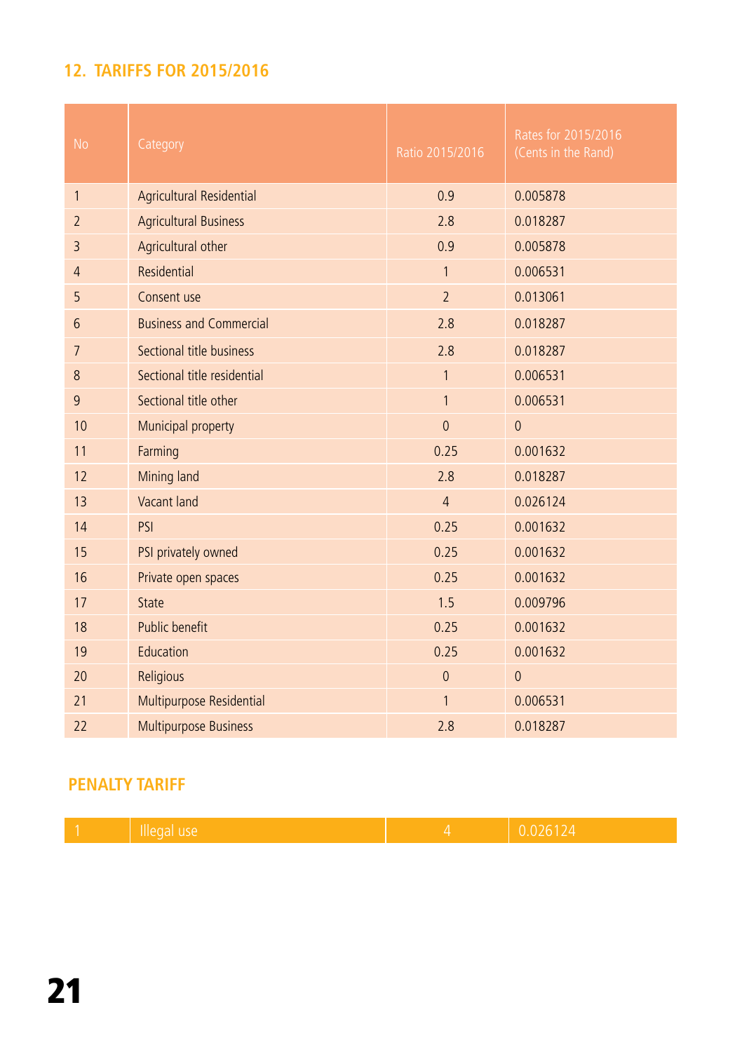## 12. TARIFFS FOR 2015/2016

| No | Category | Ratio 2015/2016 | Rates for 2015/2016 (Cents in the Rand) |
|---|---|---|---|
| 1 | Agricultural Residential | 0.9 | 0.005878 |
| 2 | Agricultural Business | 2.8 | 0.018287 |
| 3 | Agricultural other | 0.9 | 0.005878 |
| 4 | Residential | 1 | 0.006531 |
| 5 | Consent use | 2 | 0.013061 |
| 6 | Business and Commercial | 2.8 | 0.018287 |
| 7 | Sectional title business | 2.8 | 0.018287 |
| 8 | Sectional title residential | 1 | 0.006531 |
| 9 | Sectional title other | 1 | 0.006531 |
| 10 | Municipal property | 0 | 0 |
| 11 | Farming | 0.25 | 0.001632 |
| 12 | Mining land | 2.8 | 0.018287 |
| 13 | Vacant land | 4 | 0.026124 |
| 14 | PSI | 0.25 | 0.001632 |
| 15 | PSI privately owned | 0.25 | 0.001632 |
| 16 | Private open spaces | 0.25 | 0.001632 |
| 17 | State | 1.5 | 0.009796 |
| 18 | Public benefit | 0.25 | 0.001632 |
| 19 | Education | 0.25 | 0.001632 |
| 20 | Religious | 0 | 0 |
| 21 | Multipurpose Residential | 1 | 0.006531 |
| 22 | Multipurpose Business | 2.8 | 0.018287 |

### PENALTY TARIFF

| No | Category | Ratio 2015/2016 | Rates for 2015/2016 (Cents in the Rand) |
|---|---|---|---|
| 1 | Illegal use | 4 | 0.026124 |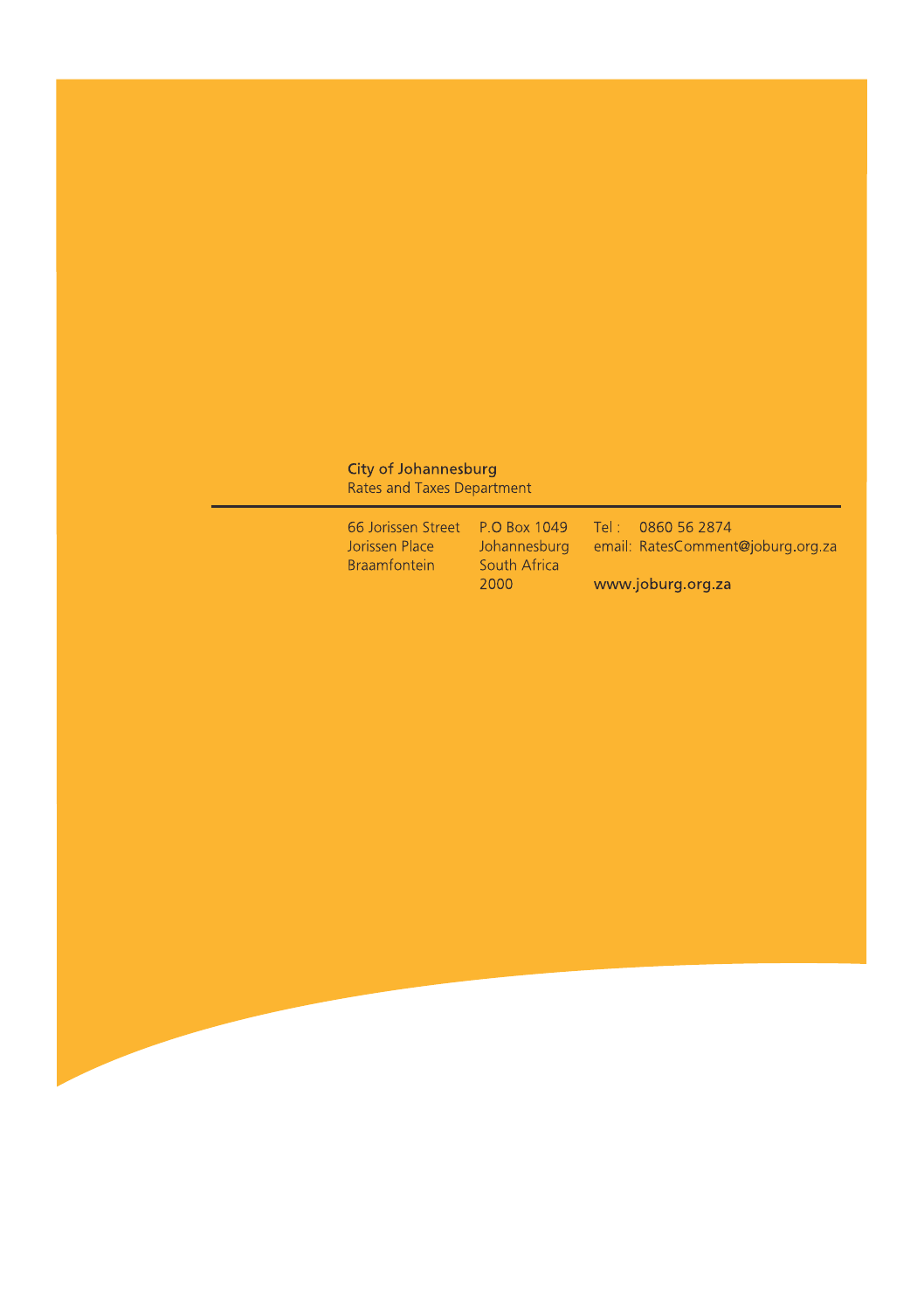**City of Johannesburg**
Rates and Taxes Department

66 Jorissen Street
Jorissen Place
Braamfontein

P.O Box 1049
Johannesburg
South Africa
2000

Tel : 0860 56 2874
email: RatesComment@joburg.org.za

**www.joburg.org.za**